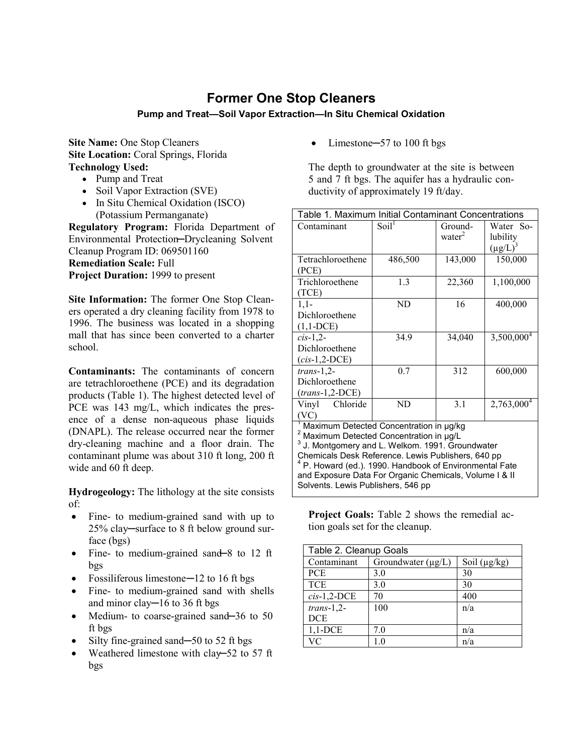# Former One Stop Cleaners

### Pump and Treat—Soil Vapor Extraction—In Situ Chemical Oxidation

**Site Name:** One Stop Cleaners
**Site Location:** Coral Springs, Florida
**Technology Used:**

- Pump and Treat
- Soil Vapor Extraction (SVE)
- In Situ Chemical Oxidation (ISCO) (Potassium Permanganate)

**Regulatory Program:** Florida Department of Environmental Protection─Drycleaning Solvent Cleanup Program ID: 069501160
**Remediation Scale:** Full
**Project Duration:** 1999 to present

**Site Information:** The former One Stop Cleaners operated a dry cleaning facility from 1978 to 1996. The business was located in a shopping mall that has since been converted to a charter school.

**Contaminants:** The contaminants of concern are tetrachloroethene (PCE) and its degradation products (Table 1). The highest detected level of PCE was 143 mg/L, which indicates the presence of a dense non-aqueous phase liquids (DNAPL). The release occurred near the former dry-cleaning machine and a floor drain. The contaminant plume was about 310 ft long, 200 ft wide and 60 ft deep.

**Hydrogeology:** The lithology at the site consists of:

- Fine- to medium-grained sand with up to 25% clay─surface to 8 ft below ground surface (bgs)
- Fine- to medium-grained sand─8 to 12 ft bgs
- Fossiliferous limestone─12 to 16 ft bgs
- Fine- to medium-grained sand with shells and minor clay─16 to 36 ft bgs
- Medium- to coarse-grained sand─36 to 50 ft bgs
- Silty fine-grained sand─50 to 52 ft bgs
- Weathered limestone with clay─52 to 57 ft bgs
- Limestone─57 to 100 ft bgs

The depth to groundwater at the site is between 5 and 7 ft bgs. The aquifer has a hydraulic conductivity of approximately 19 ft/day.

Table 1. Maximum Initial Contaminant Concentrations

| Contaminant | Soil[1] | Groundwater[2] | Water Solubility (μg/L)[3] |
|---|---|---|---|
| Tetrachloroethene (PCE) | 486,500 | 143,000 | 150,000 |
| Trichloroethene (TCE) | 1.3 | 22,360 | 1,100,000 |
| 1,1-Dichloroethene (1,1-DCE) | ND | 16 | 400,000 |
| *cis*-1,2-Dichloroethene (*cis*-1,2-DCE) | 34.9 | 34,040 | 3,500,000[4] |
| *trans*-1,2-Dichloroethene (*trans*-1,2-DCE) | 0.7 | 312 | 600,000 |
| Vinyl Chloride (VC) | ND | 3.1 | 2,763,000[4] |

[1] Maximum Detected Concentration in μg/kg
[2] Maximum Detected Concentration in μg/L
[3] J. Montgomery and L. Welkom. 1991. Groundwater Chemicals Desk Reference. Lewis Publishers, 640 pp
[4] P. Howard (ed.). 1990. Handbook of Environmental Fate and Exposure Data For Organic Chemicals, Volume I & II Solvents. Lewis Publishers, 546 pp

**Project Goals:** Table 2 shows the remedial action goals set for the cleanup.

Table 2. Cleanup Goals

| Contaminant | Groundwater (μg/L) | Soil (μg/kg) |
|---|---|---|
| PCE | 3.0 | 30 |
| TCE | 3.0 | 30 |
| *cis*-1,2-DCE | 70 | 400 |
| *trans*-1,2-DCE | 100 | n/a |
| 1,1-DCE | 7.0 | n/a |
| VC | 1.0 | n/a |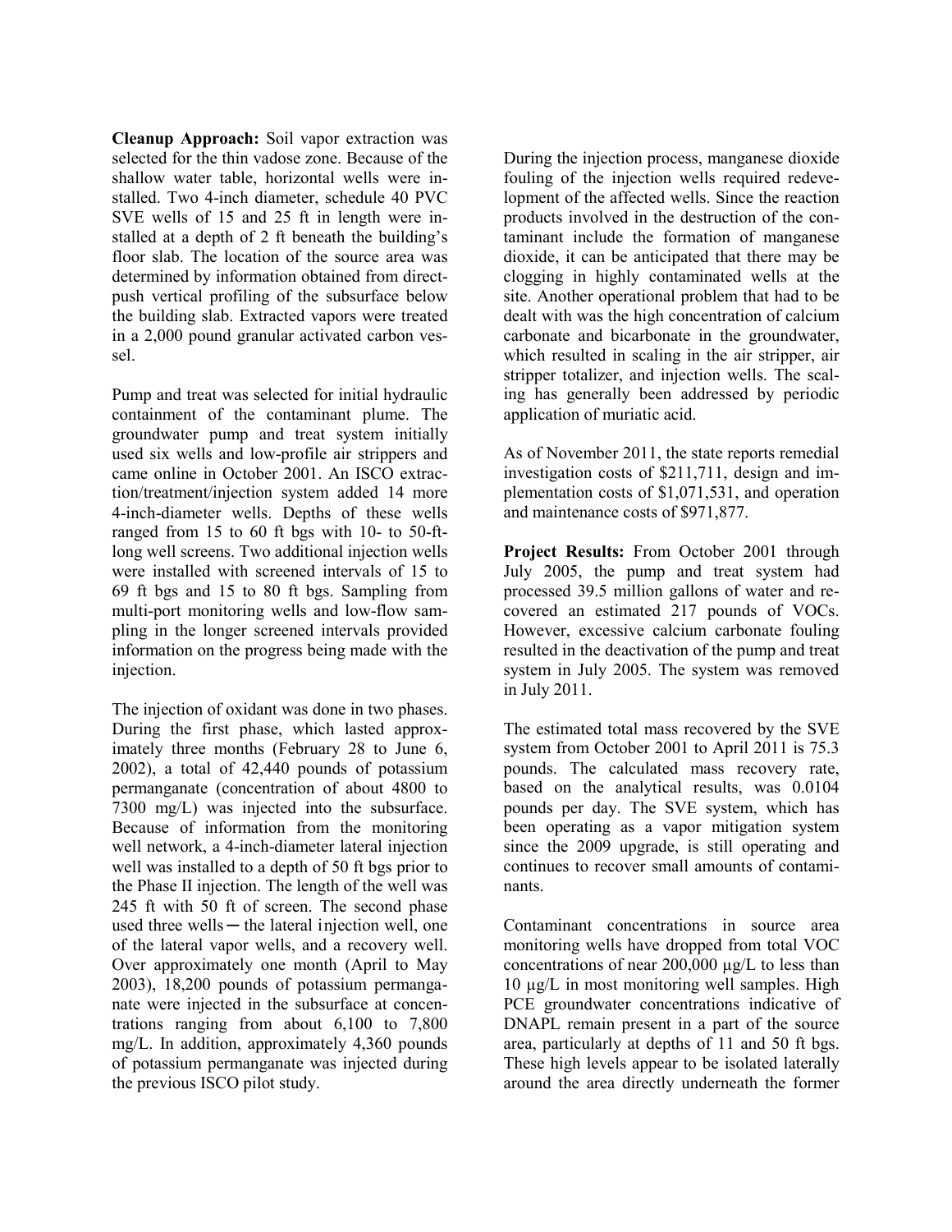**Cleanup Approach:** Soil vapor extraction was selected for the thin vadose zone. Because of the shallow water table, horizontal wells were installed. Two 4-inch diameter, schedule 40 PVC SVE wells of 15 and 25 ft in length were installed at a depth of 2 ft beneath the building's floor slab. The location of the source area was determined by information obtained from direct-push vertical profiling of the subsurface below the building slab. Extracted vapors were treated in a 2,000 pound granular activated carbon vessel.

Pump and treat was selected for initial hydraulic containment of the contaminant plume. The groundwater pump and treat system initially used six wells and low-profile air strippers and came online in October 2001. An ISCO extraction/treatment/injection system added 14 more 4-inch-diameter wells. Depths of these wells ranged from 15 to 60 ft bgs with 10- to 50-ft-long well screens. Two additional injection wells were installed with screened intervals of 15 to 69 ft bgs and 15 to 80 ft bgs. Sampling from multi-port monitoring wells and low-flow sampling in the longer screened intervals provided information on the progress being made with the injection.

The injection of oxidant was done in two phases. During the first phase, which lasted approximately three months (February 28 to June 6, 2002), a total of 42,440 pounds of potassium permanganate (concentration of about 4800 to 7300 mg/L) was injected into the subsurface. Because of information from the monitoring well network, a 4-inch-diameter lateral injection well was installed to a depth of 50 ft bgs prior to the Phase II injection. The length of the well was 245 ft with 50 ft of screen. The second phase used three wells ─ the lateral injection well, one of the lateral vapor wells, and a recovery well. Over approximately one month (April to May 2003), 18,200 pounds of potassium permanganate were injected in the subsurface at concentrations ranging from about 6,100 to 7,800 mg/L. In addition, approximately 4,360 pounds of potassium permanganate was injected during the previous ISCO pilot study.

During the injection process, manganese dioxide fouling of the injection wells required redevelopment of the affected wells. Since the reaction products involved in the destruction of the contaminant include the formation of manganese dioxide, it can be anticipated that there may be clogging in highly contaminated wells at the site. Another operational problem that had to be dealt with was the high concentration of calcium carbonate and bicarbonate in the groundwater, which resulted in scaling in the air stripper, air stripper totalizer, and injection wells. The scaling has generally been addressed by periodic application of muriatic acid.

As of November 2011, the state reports remedial investigation costs of $211,711, design and implementation costs of $1,071,531, and operation and maintenance costs of $971,877.

**Project Results:** From October 2001 through July 2005, the pump and treat system had processed 39.5 million gallons of water and recovered an estimated 217 pounds of VOCs. However, excessive calcium carbonate fouling resulted in the deactivation of the pump and treat system in July 2005. The system was removed in July 2011.

The estimated total mass recovered by the SVE system from October 2001 to April 2011 is 75.3 pounds. The calculated mass recovery rate, based on the analytical results, was 0.0104 pounds per day. The SVE system, which has been operating as a vapor mitigation system since the 2009 upgrade, is still operating and continues to recover small amounts of contaminants.

Contaminant concentrations in source area monitoring wells have dropped from total VOC concentrations of near 200,000 µg/L to less than 10 µg/L in most monitoring well samples. High PCE groundwater concentrations indicative of DNAPL remain present in a part of the source area, particularly at depths of 11 and 50 ft bgs. These high levels appear to be isolated laterally around the area directly underneath the former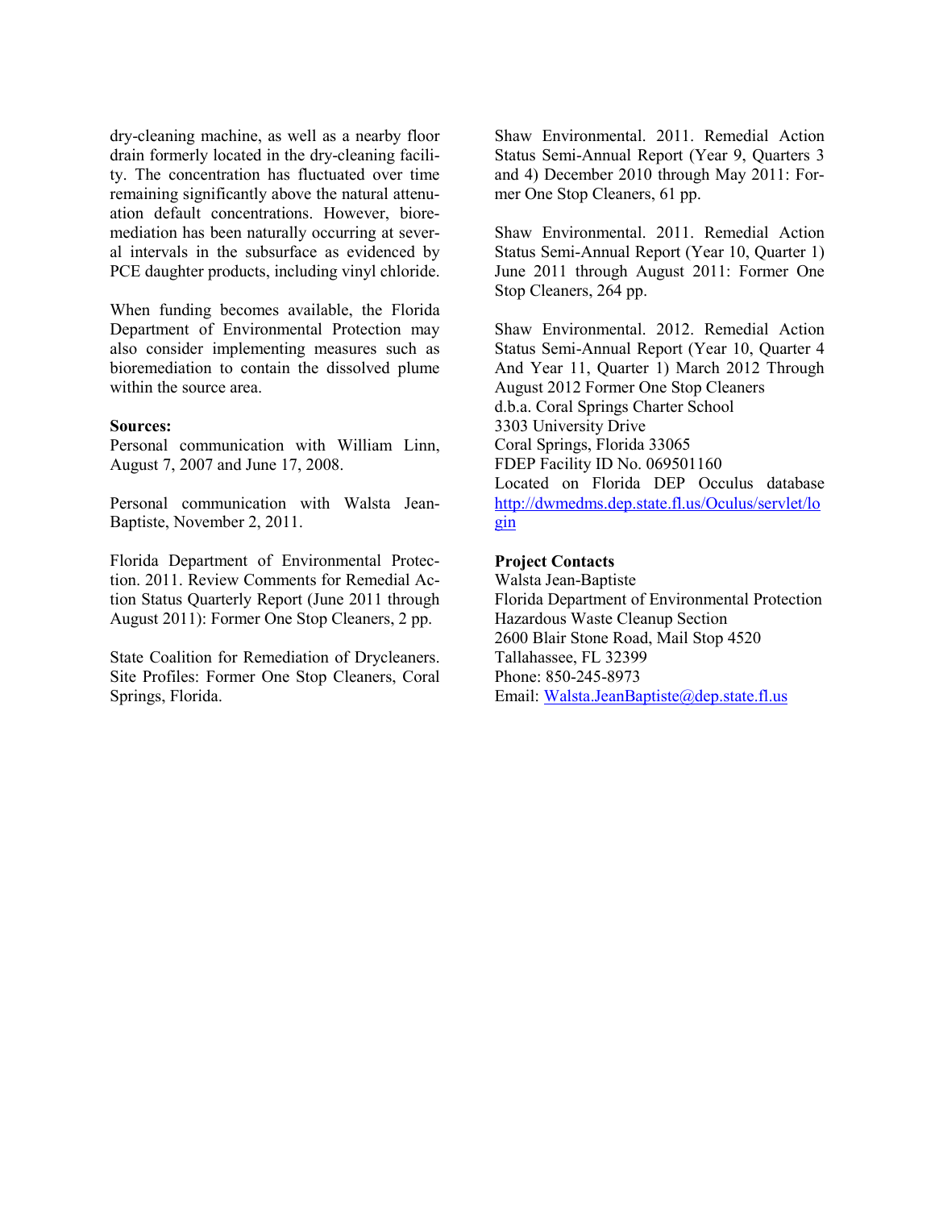dry-cleaning machine, as well as a nearby floor drain formerly located in the dry-cleaning facility. The concentration has fluctuated over time remaining significantly above the natural attenuation default concentrations. However, bioremediation has been naturally occurring at several intervals in the subsurface as evidenced by PCE daughter products, including vinyl chloride.

When funding becomes available, the Florida Department of Environmental Protection may also consider implementing measures such as bioremediation to contain the dissolved plume within the source area.

**Sources:**

Personal communication with William Linn, August 7, 2007 and June 17, 2008.

Personal communication with Walsta Jean-Baptiste, November 2, 2011.

Florida Department of Environmental Protection. 2011. Review Comments for Remedial Action Status Quarterly Report (June 2011 through August 2011): Former One Stop Cleaners, 2 pp.

State Coalition for Remediation of Drycleaners. Site Profiles: Former One Stop Cleaners, Coral Springs, Florida.

Shaw Environmental. 2011. Remedial Action Status Semi-Annual Report (Year 9, Quarters 3 and 4) December 2010 through May 2011: Former One Stop Cleaners, 61 pp.

Shaw Environmental. 2011. Remedial Action Status Semi-Annual Report (Year 10, Quarter 1) June 2011 through August 2011: Former One Stop Cleaners, 264 pp.

Shaw Environmental. 2012. Remedial Action Status Semi-Annual Report (Year 10, Quarter 4 And Year 11, Quarter 1) March 2012 Through August 2012 Former One Stop Cleaners
d.b.a. Coral Springs Charter School
3303 University Drive
Coral Springs, Florida 33065
FDEP Facility ID No. 069501160
Located on Florida DEP Occulus database http://dwmedms.dep.state.fl.us/Oculus/servlet/login

**Project Contacts**

Walsta Jean-Baptiste
Florida Department of Environmental Protection
Hazardous Waste Cleanup Section
2600 Blair Stone Road, Mail Stop 4520
Tallahassee, FL 32399
Phone: 850-245-8973
Email: Walsta.JeanBaptiste@dep.state.fl.us